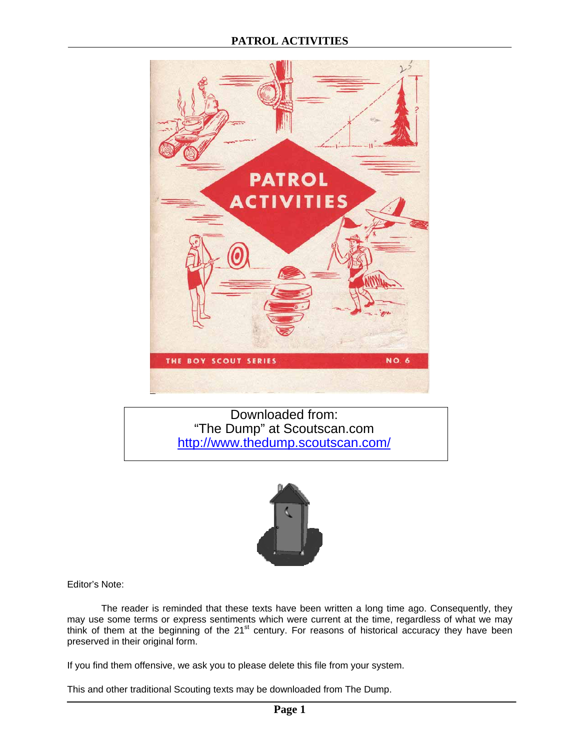# PATROL ACTIVITIES

PATROL ACTIVITIES

THE BOY SCOUT SERIES NO. 6

Downloaded from:
"The Dump" at Scoutscan.com
http://www.thedump.scoutscan.com/

Editor's Note:

The reader is reminded that these texts have been written a long time ago. Consequently, they may use some terms or express sentiments which were current at the time, regardless of what we may think of them at the beginning of the 21st century. For reasons of historical accuracy they have been preserved in their original form.

If you find them offensive, we ask you to please delete this file from your system.

This and other traditional Scouting texts may be downloaded from The Dump.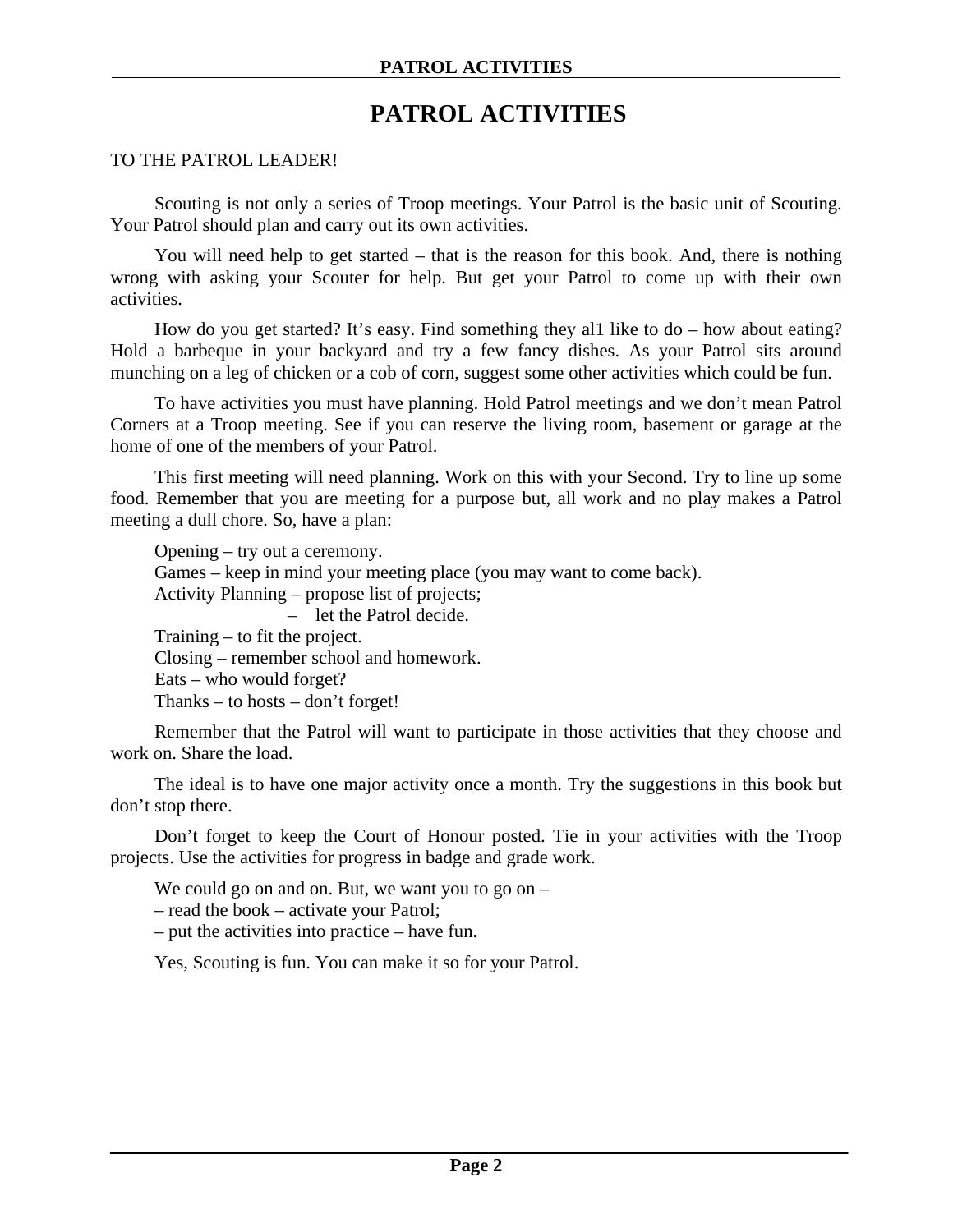# PATROL ACTIVITIES

TO THE PATROL LEADER!

Scouting is not only a series of Troop meetings. Your Patrol is the basic unit of Scouting. Your Patrol should plan and carry out its own activities.

You will need help to get started – that is the reason for this book. And, there is nothing wrong with asking your Scouter for help. But get your Patrol to come up with their own activities.

How do you get started? It's easy. Find something they al1 like to do – how about eating? Hold a barbeque in your backyard and try a few fancy dishes. As your Patrol sits around munching on a leg of chicken or a cob of corn, suggest some other activities which could be fun.

To have activities you must have planning. Hold Patrol meetings and we don't mean Patrol Corners at a Troop meeting. See if you can reserve the living room, basement or garage at the home of one of the members of your Patrol.

This first meeting will need planning. Work on this with your Second. Try to line up some food. Remember that you are meeting for a purpose but, all work and no play makes a Patrol meeting a dull chore. So, have a plan:

Opening – try out a ceremony.
Games – keep in mind your meeting place (you may want to come back).
Activity Planning – propose list of projects;
– let the Patrol decide.
Training – to fit the project.
Closing – remember school and homework.
Eats – who would forget?
Thanks – to hosts – don't forget!

Remember that the Patrol will want to participate in those activities that they choose and work on. Share the load.

The ideal is to have one major activity once a month. Try the suggestions in this book but don't stop there.

Don't forget to keep the Court of Honour posted. Tie in your activities with the Troop projects. Use the activities for progress in badge and grade work.

We could go on and on. But, we want you to go on –
– read the book – activate your Patrol;
– put the activities into practice – have fun.

Yes, Scouting is fun. You can make it so for your Patrol.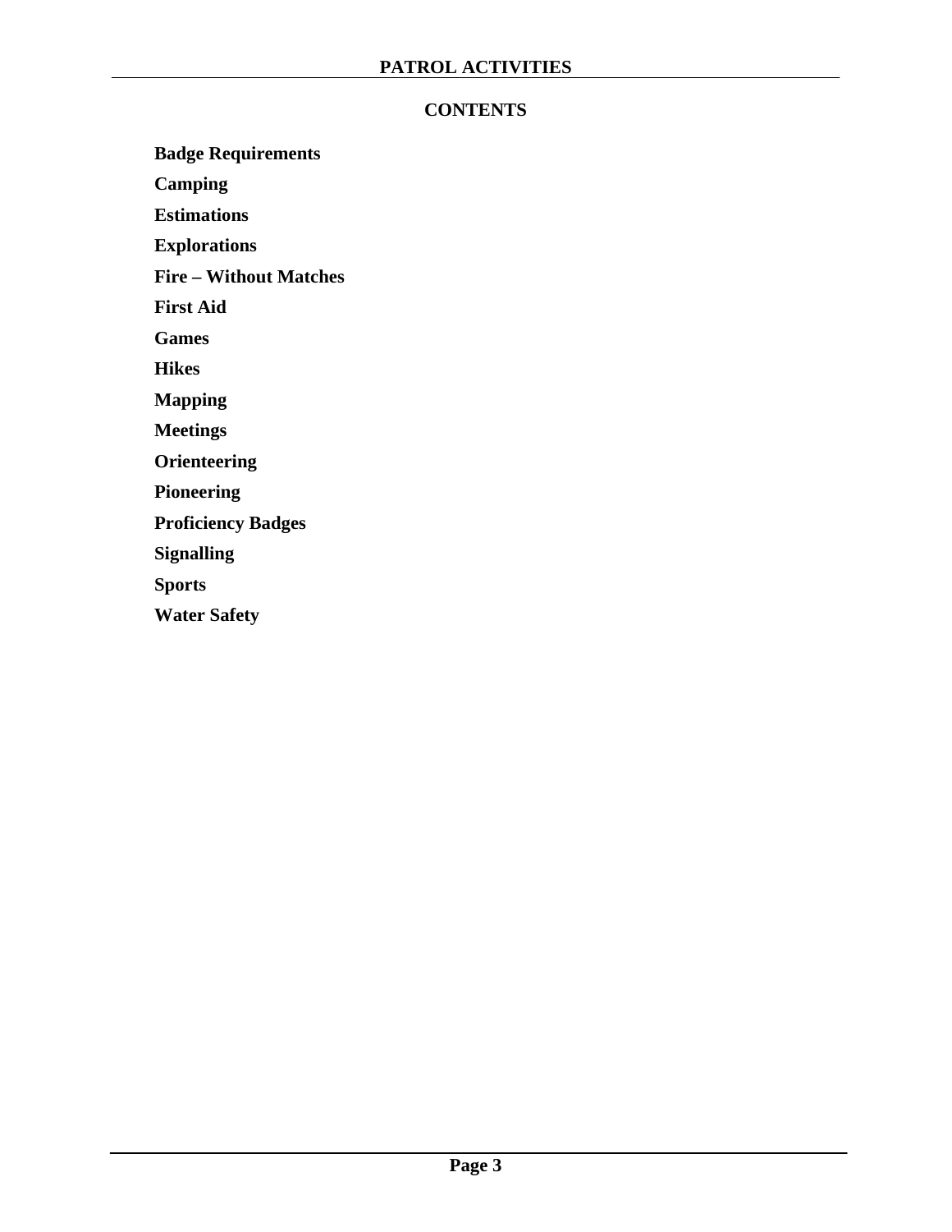## CONTENTS

**Badge Requirements**

**Camping**

**Estimations**

**Explorations**

**Fire – Without Matches**

**First Aid**

**Games**

**Hikes**

**Mapping**

**Meetings**

**Orienteering**

**Pioneering**

**Proficiency Badges**

**Signalling**

**Sports**

**Water Safety**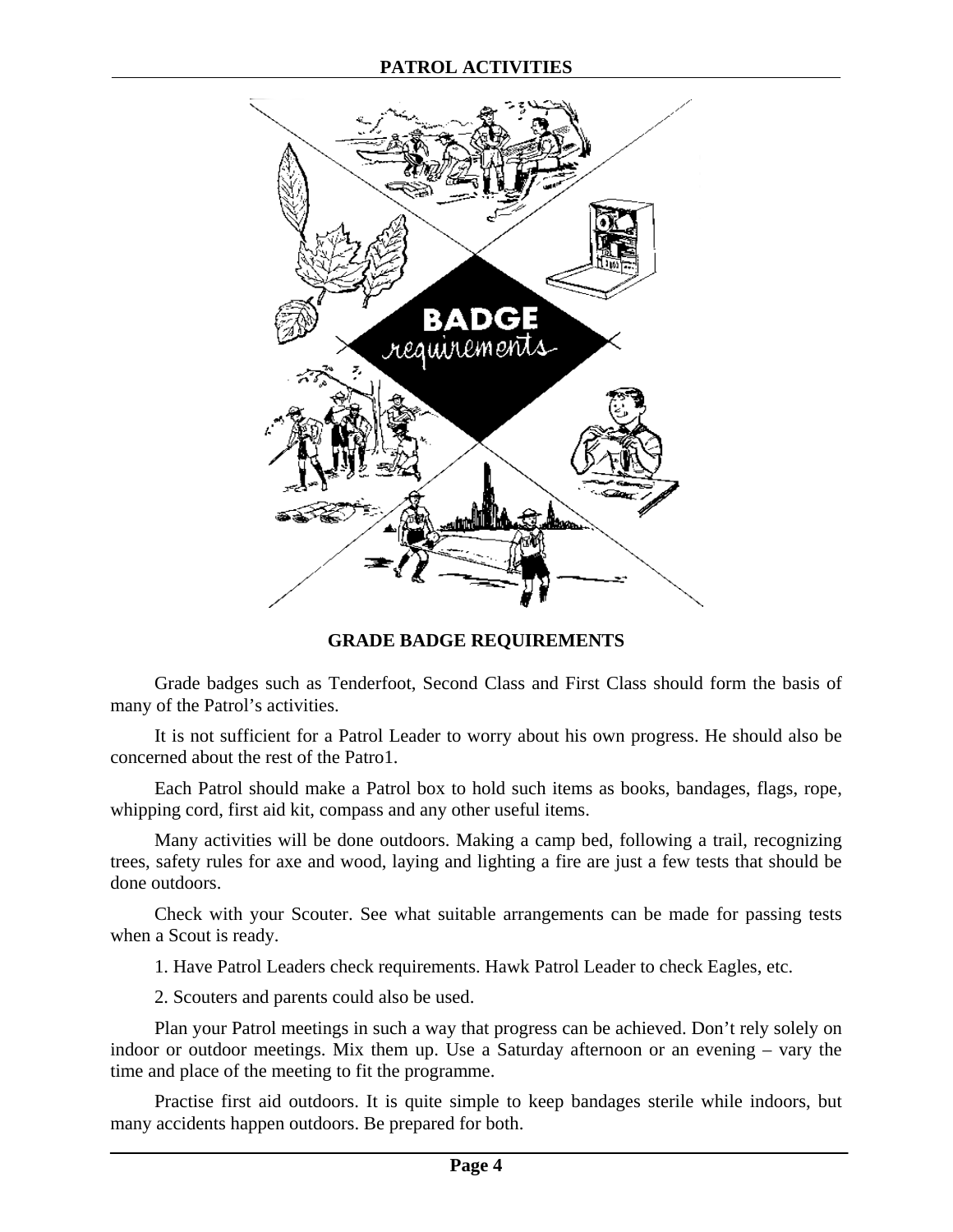## GRADE BADGE REQUIREMENTS

Grade badges such as Tenderfoot, Second Class and First Class should form the basis of many of the Patrol's activities.

It is not sufficient for a Patrol Leader to worry about his own progress. He should also be concerned about the rest of the Patro1.

Each Patrol should make a Patrol box to hold such items as books, bandages, flags, rope, whipping cord, first aid kit, compass and any other useful items.

Many activities will be done outdoors. Making a camp bed, following a trail, recognizing trees, safety rules for axe and wood, laying and lighting a fire are just a few tests that should be done outdoors.

Check with your Scouter. See what suitable arrangements can be made for passing tests when a Scout is ready.

1. Have Patrol Leaders check requirements. Hawk Patrol Leader to check Eagles, etc.

2. Scouters and parents could also be used.

Plan your Patrol meetings in such a way that progress can be achieved. Don't rely solely on indoor or outdoor meetings. Mix them up. Use a Saturday afternoon or an evening – vary the time and place of the meeting to fit the programme.

Practise first aid outdoors. It is quite simple to keep bandages sterile while indoors, but many accidents happen outdoors. Be prepared for both.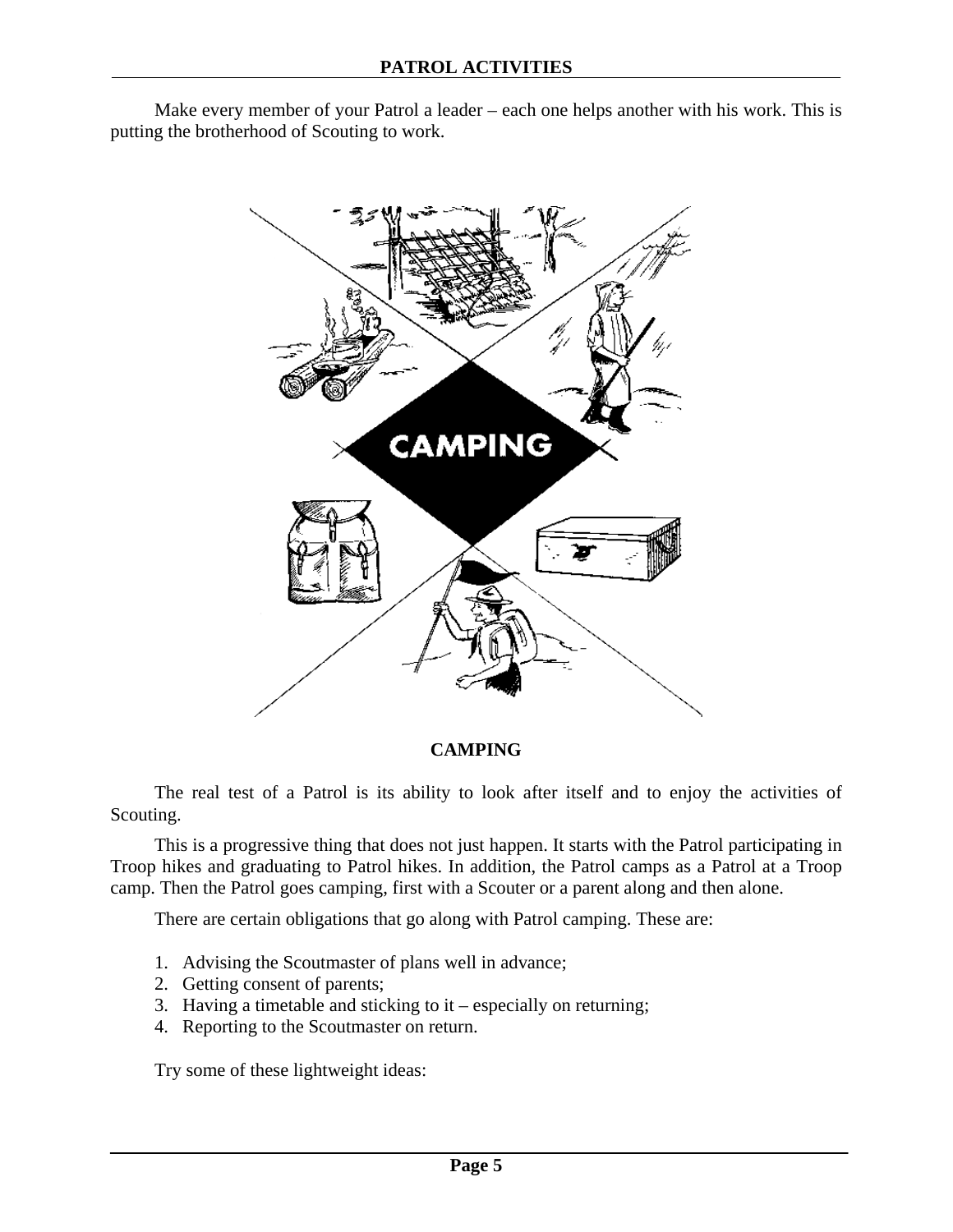Make every member of your Patrol a leader – each one helps another with his work. This is putting the brotherhood of Scouting to work.

## CAMPING

The real test of a Patrol is its ability to look after itself and to enjoy the activities of Scouting.

This is a progressive thing that does not just happen. It starts with the Patrol participating in Troop hikes and graduating to Patrol hikes. In addition, the Patrol camps as a Patrol at a Troop camp. Then the Patrol goes camping, first with a Scouter or a parent along and then alone.

There are certain obligations that go along with Patrol camping. These are:

1. Advising the Scoutmaster of plans well in advance;
2. Getting consent of parents;
3. Having a timetable and sticking to it – especially on returning;
4. Reporting to the Scoutmaster on return.

Try some of these lightweight ideas: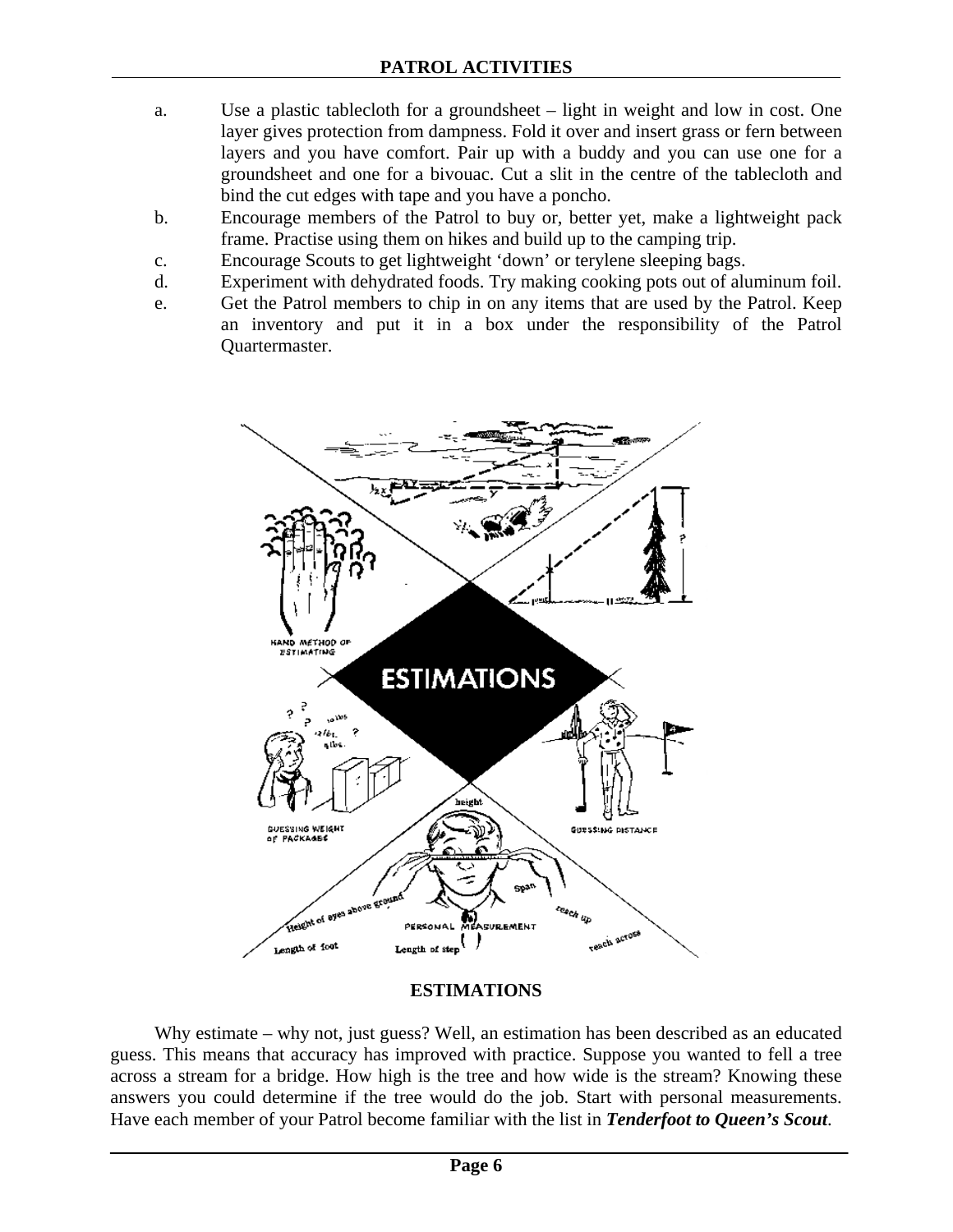a. Use a plastic tablecloth for a groundsheet – light in weight and low in cost. One layer gives protection from dampness. Fold it over and insert grass or fern between layers and you have comfort. Pair up with a buddy and you can use one for a groundsheet and one for a bivouac. Cut a slit in the centre of the tablecloth and bind the cut edges with tape and you have a poncho.

b. Encourage members of the Patrol to buy or, better yet, make a lightweight pack frame. Practise using them on hikes and build up to the camping trip.

c. Encourage Scouts to get lightweight 'down' or terylene sleeping bags.

d. Experiment with dehydrated foods. Try making cooking pots out of aluminum foil.

e. Get the Patrol members to chip in on any items that are used by the Patrol. Keep an inventory and put it in a box under the responsibility of the Patrol Quartermaster.

## ESTIMATIONS

Why estimate – why not, just guess? Well, an estimation has been described as an educated guess. This means that accuracy has improved with practice. Suppose you wanted to fell a tree across a stream for a bridge. How high is the tree and how wide is the stream? Knowing these answers you could determine if the tree would do the job. Start with personal measurements. Have each member of your Patrol become familiar with the list in ***Tenderfoot to Queen's Scout***.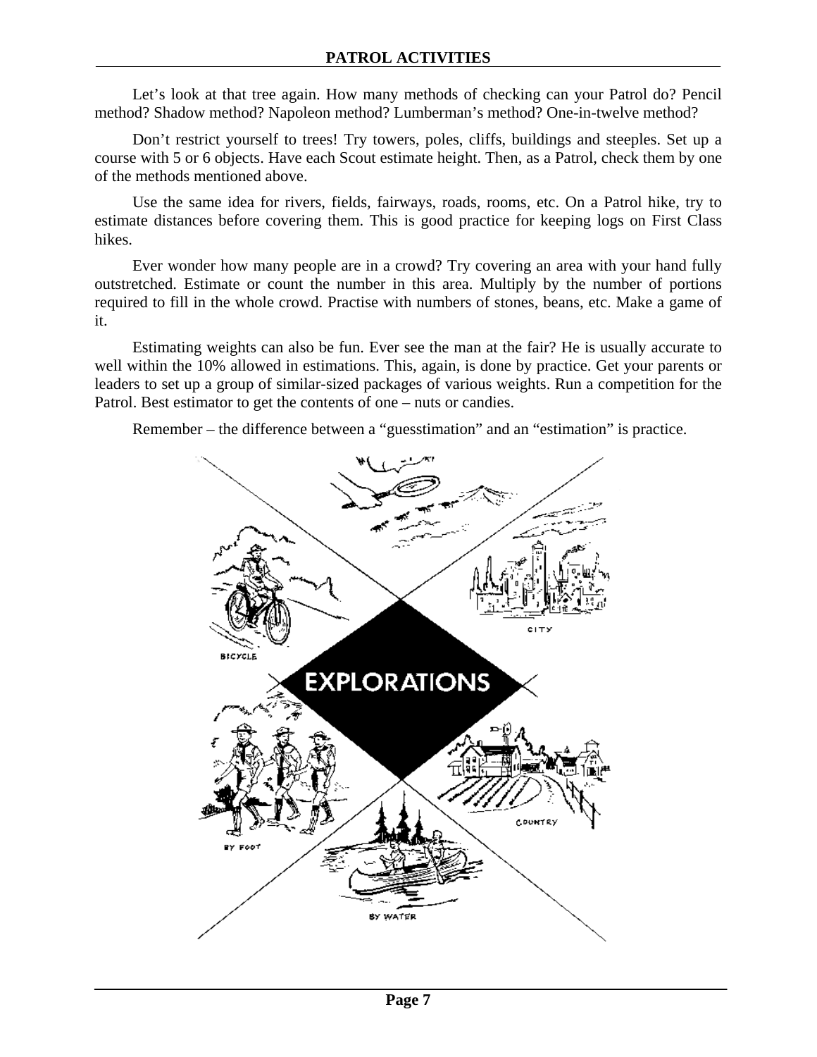Let's look at that tree again. How many methods of checking can your Patrol do? Pencil method? Shadow method? Napoleon method? Lumberman's method? One-in-twelve method?

Don't restrict yourself to trees! Try towers, poles, cliffs, buildings and steeples. Set up a course with 5 or 6 objects. Have each Scout estimate height. Then, as a Patrol, check them by one of the methods mentioned above.

Use the same idea for rivers, fields, fairways, roads, rooms, etc. On a Patrol hike, try to estimate distances before covering them. This is good practice for keeping logs on First Class hikes.

Ever wonder how many people are in a crowd? Try covering an area with your hand fully outstretched. Estimate or count the number in this area. Multiply by the number of portions required to fill in the whole crowd. Practise with numbers of stones, beans, etc. Make a game of it.

Estimating weights can also be fun. Ever see the man at the fair? He is usually accurate to well within the 10% allowed in estimations. This, again, is done by practice. Get your parents or leaders to set up a group of similar-sized packages of various weights. Run a competition for the Patrol. Best estimator to get the contents of one – nuts or candies.

Remember – the difference between a "guesstimation" and an "estimation" is practice.

EXPLORATIONS

BICYCLE

CITY

BY FOOT

COUNTRY

BY WATER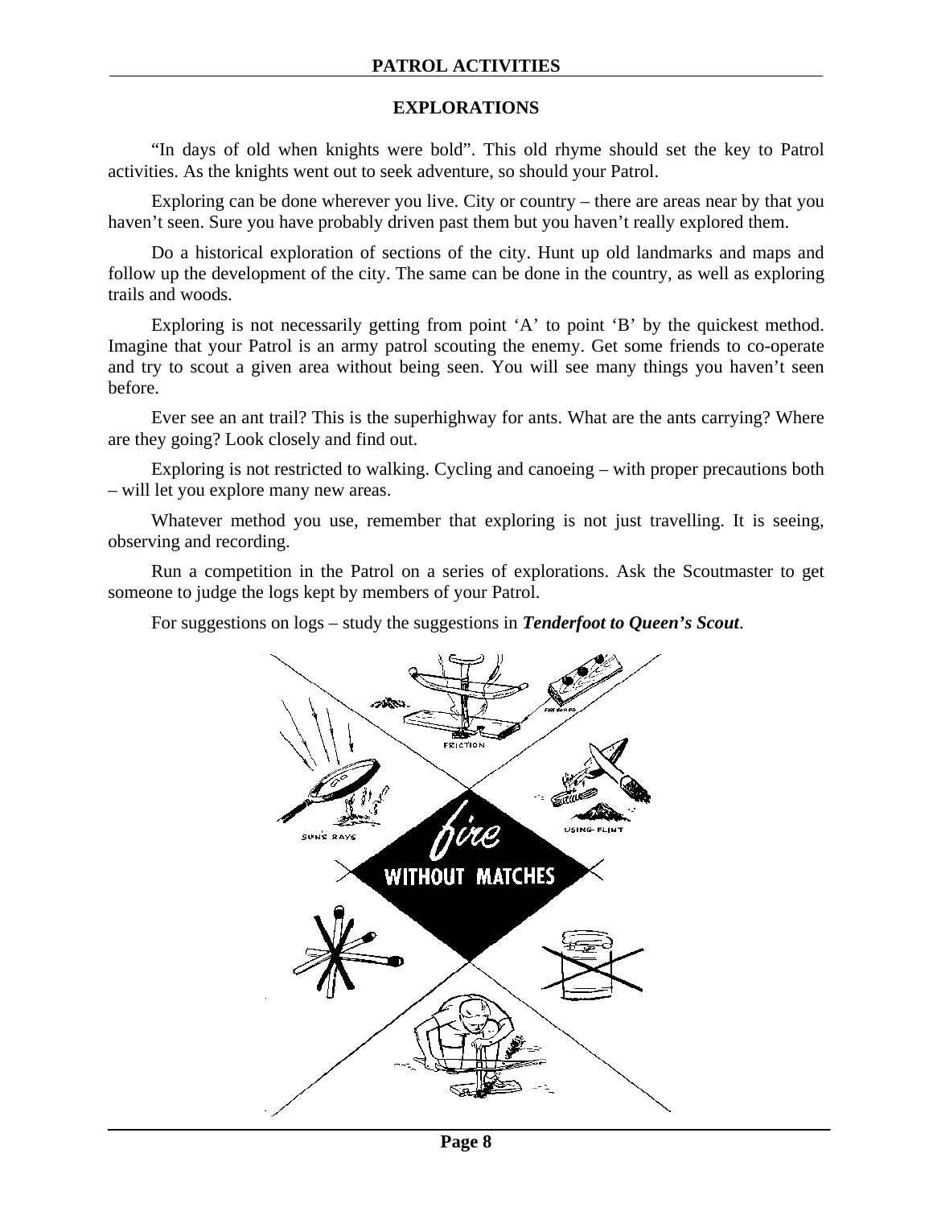## EXPLORATIONS

"In days of old when knights were bold". This old rhyme should set the key to Patrol activities. As the knights went out to seek adventure, so should your Patrol.

Exploring can be done wherever you live. City or country – there are areas near by that you haven't seen. Sure you have probably driven past them but you haven't really explored them.

Do a historical exploration of sections of the city. Hunt up old landmarks and maps and follow up the development of the city. The same can be done in the country, as well as exploring trails and woods.

Exploring is not necessarily getting from point 'A' to point 'B' by the quickest method. Imagine that your Patrol is an army patrol scouting the enemy. Get some friends to co-operate and try to scout a given area without being seen. You will see many things you haven't seen before.

Ever see an ant trail? This is the superhighway for ants. What are the ants carrying? Where are they going? Look closely and find out.

Exploring is not restricted to walking. Cycling and canoeing – with proper precautions both – will let you explore many new areas.

Whatever method you use, remember that exploring is not just travelling. It is seeing, observing and recording.

Run a competition in the Patrol on a series of explorations. Ask the Scoutmaster to get someone to judge the logs kept by members of your Patrol.

For suggestions on logs – study the suggestions in ***Tenderfoot to Queen's Scout***.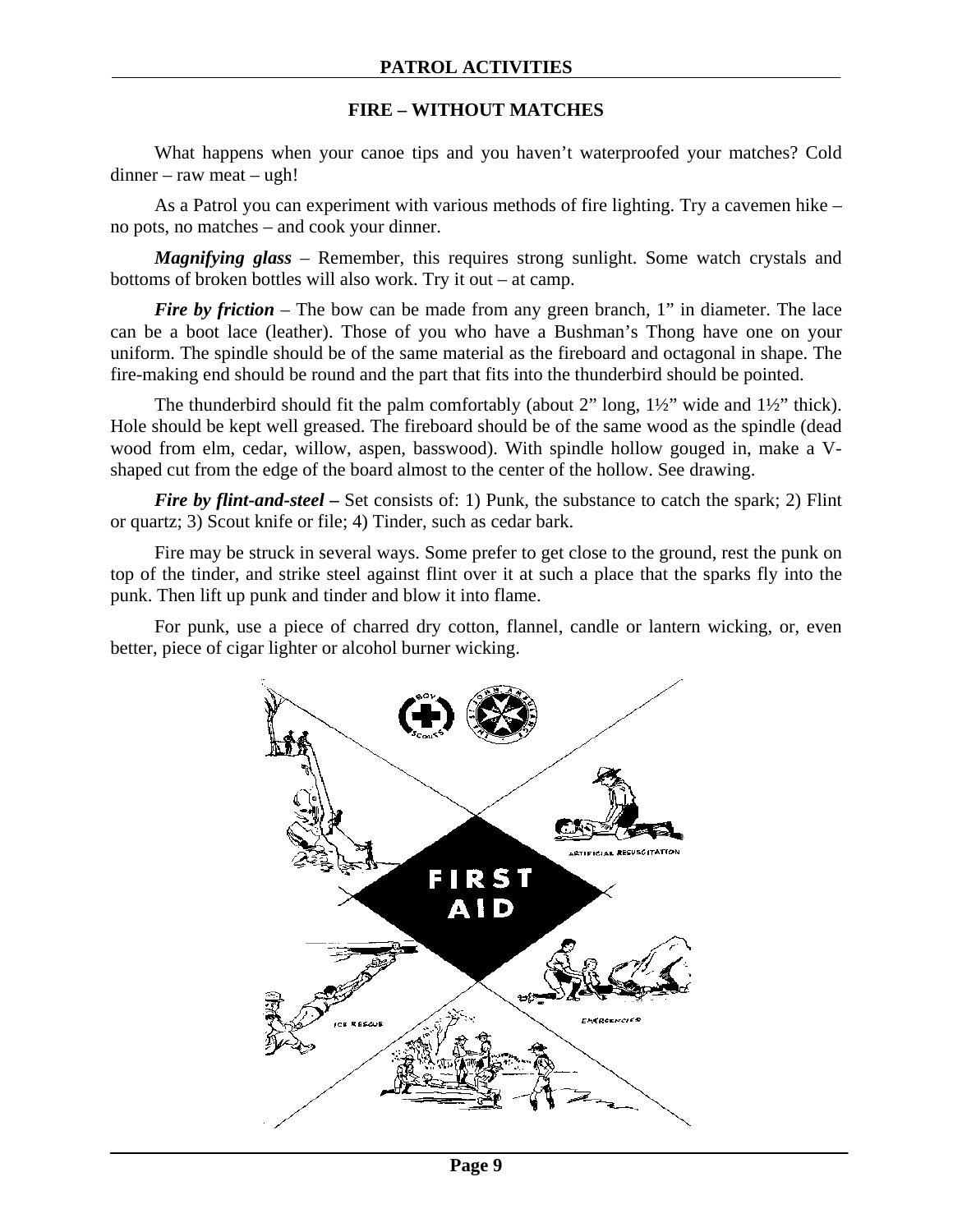## FIRE – WITHOUT MATCHES

What happens when your canoe tips and you haven't waterproofed your matches? Cold dinner – raw meat – ugh!

As a Patrol you can experiment with various methods of fire lighting. Try a cavemen hike – no pots, no matches – and cook your dinner.

***Magnifying glass*** – Remember, this requires strong sunlight. Some watch crystals and bottoms of broken bottles will also work. Try it out – at camp.

***Fire by friction*** – The bow can be made from any green branch, 1" in diameter. The lace can be a boot lace (leather). Those of you who have a Bushman's Thong have one on your uniform. The spindle should be of the same material as the fireboard and octagonal in shape. The fire-making end should be round and the part that fits into the thunderbird should be pointed.

The thunderbird should fit the palm comfortably (about 2" long, 1½" wide and 1½" thick). Hole should be kept well greased. The fireboard should be of the same wood as the spindle (dead wood from elm, cedar, willow, aspen, basswood). With spindle hollow gouged in, make a V-shaped cut from the edge of the board almost to the center of the hollow. See drawing.

***Fire by flint-and-steel –*** Set consists of: 1) Punk, the substance to catch the spark; 2) Flint or quartz; 3) Scout knife or file; 4) Tinder, such as cedar bark.

Fire may be struck in several ways. Some prefer to get close to the ground, rest the punk on top of the tinder, and strike steel against flint over it at such a place that the sparks fly into the punk. Then lift up punk and tinder and blow it into flame.

For punk, use a piece of charred dry cotton, flannel, candle or lantern wicking, or, even better, piece of cigar lighter or alcohol burner wicking.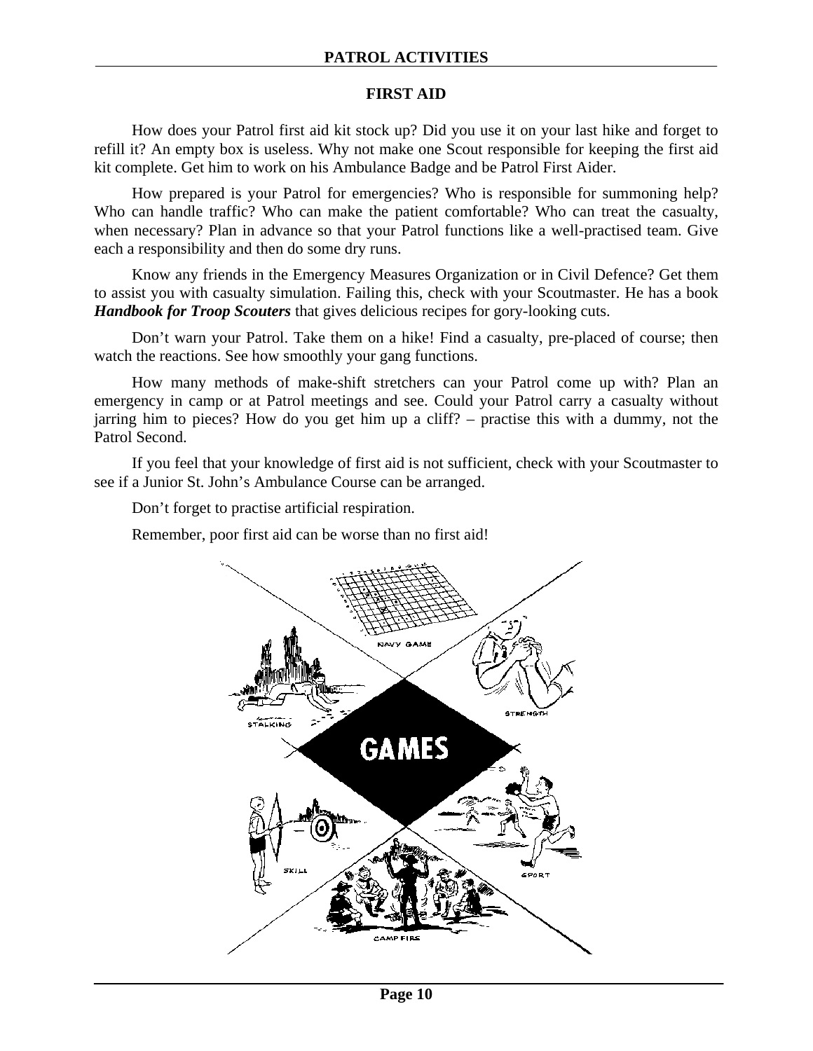## FIRST AID

How does your Patrol first aid kit stock up? Did you use it on your last hike and forget to refill it? An empty box is useless. Why not make one Scout responsible for keeping the first aid kit complete. Get him to work on his Ambulance Badge and be Patrol First Aider.

How prepared is your Patrol for emergencies? Who is responsible for summoning help? Who can handle traffic? Who can make the patient comfortable? Who can treat the casualty, when necessary? Plan in advance so that your Patrol functions like a well-practised team. Give each a responsibility and then do some dry runs.

Know any friends in the Emergency Measures Organization or in Civil Defence? Get them to assist you with casualty simulation. Failing this, check with your Scoutmaster. He has a book ***Handbook for Troop Scouters*** that gives delicious recipes for gory-looking cuts.

Don't warn your Patrol. Take them on a hike! Find a casualty, pre-placed of course; then watch the reactions. See how smoothly your gang functions.

How many methods of make-shift stretchers can your Patrol come up with? Plan an emergency in camp or at Patrol meetings and see. Could your Patrol carry a casualty without jarring him to pieces? How do you get him up a cliff? – practise this with a dummy, not the Patrol Second.

If you feel that your knowledge of first aid is not sufficient, check with your Scoutmaster to see if a Junior St. John's Ambulance Course can be arranged.

Don't forget to practise artificial respiration.

Remember, poor first aid can be worse than no first aid!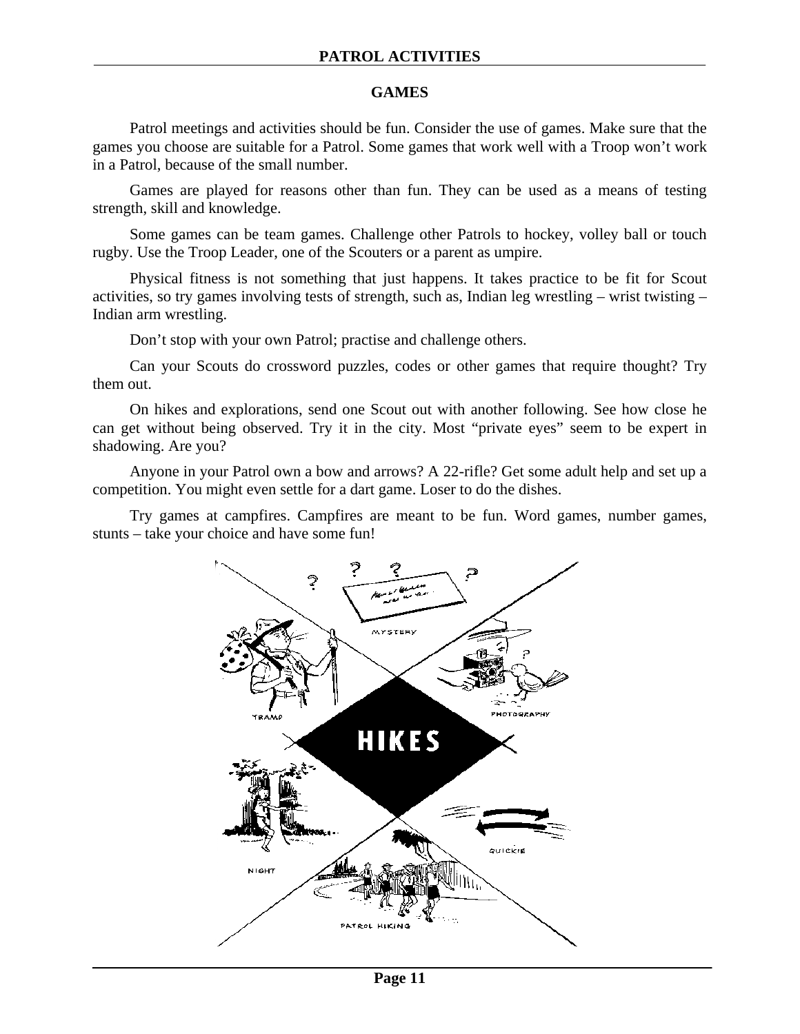## GAMES

Patrol meetings and activities should be fun. Consider the use of games. Make sure that the games you choose are suitable for a Patrol. Some games that work well with a Troop won't work in a Patrol, because of the small number.

Games are played for reasons other than fun. They can be used as a means of testing strength, skill and knowledge.

Some games can be team games. Challenge other Patrols to hockey, volley ball or touch rugby. Use the Troop Leader, one of the Scouters or a parent as umpire.

Physical fitness is not something that just happens. It takes practice to be fit for Scout activities, so try games involving tests of strength, such as, Indian leg wrestling – wrist twisting – Indian arm wrestling.

Don't stop with your own Patrol; practise and challenge others.

Can your Scouts do crossword puzzles, codes or other games that require thought? Try them out.

On hikes and explorations, send one Scout out with another following. See how close he can get without being observed. Try it in the city. Most "private eyes" seem to be expert in shadowing. Are you?

Anyone in your Patrol own a bow and arrows? A 22-rifle? Get some adult help and set up a competition. You might even settle for a dart game. Loser to do the dishes.

Try games at campfires. Campfires are meant to be fun. Word games, number games, stunts – take your choice and have some fun!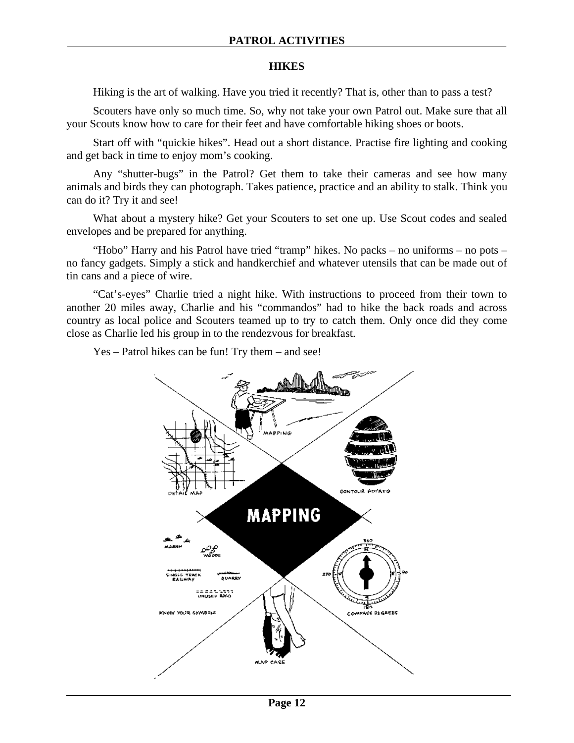## HIKES

Hiking is the art of walking. Have you tried it recently? That is, other than to pass a test?

Scouters have only so much time. So, why not take your own Patrol out. Make sure that all your Scouts know how to care for their feet and have comfortable hiking shoes or boots.

Start off with “quickie hikes”. Head out a short distance. Practise fire lighting and cooking and get back in time to enjoy mom’s cooking.

Any “shutter-bugs” in the Patrol? Get them to take their cameras and see how many animals and birds they can photograph. Takes patience, practice and an ability to stalk. Think you can do it? Try it and see!

What about a mystery hike? Get your Scouters to set one up. Use Scout codes and sealed envelopes and be prepared for anything.

“Hobo” Harry and his Patrol have tried “tramp” hikes. No packs – no uniforms – no pots – no fancy gadgets. Simply a stick and handkerchief and whatever utensils that can be made out of tin cans and a piece of wire.

“Cat’s-eyes” Charlie tried a night hike. With instructions to proceed from their town to another 20 miles away, Charlie and his “commandos” had to hike the back roads and across country as local police and Scouters teamed up to try to catch them. Only once did they come close as Charlie led his group in to the rendezvous for breakfast.

Yes – Patrol hikes can be fun! Try them – and see!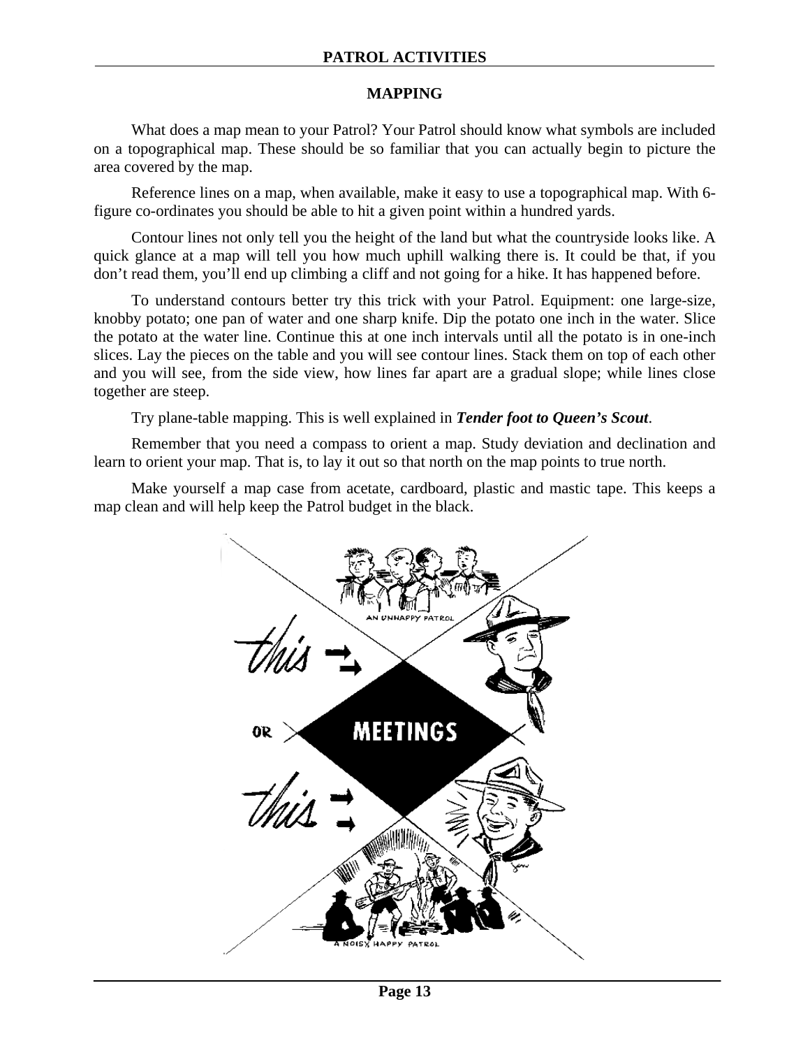## MAPPING

What does a map mean to your Patrol? Your Patrol should know what symbols are included on a topographical map. These should be so familiar that you can actually begin to picture the area covered by the map.

Reference lines on a map, when available, make it easy to use a topographical map. With 6-figure co-ordinates you should be able to hit a given point within a hundred yards.

Contour lines not only tell you the height of the land but what the countryside looks like. A quick glance at a map will tell you how much uphill walking there is. It could be that, if you don't read them, you'll end up climbing a cliff and not going for a hike. It has happened before.

To understand contours better try this trick with your Patrol. Equipment: one large-size, knobby potato; one pan of water and one sharp knife. Dip the potato one inch in the water. Slice the potato at the water line. Continue this at one inch intervals until all the potato is in one-inch slices. Lay the pieces on the table and you will see contour lines. Stack them on top of each other and you will see, from the side view, how lines far apart are a gradual slope; while lines close together are steep.

Try plane-table mapping. This is well explained in ***Tender foot to Queen's Scout***.

Remember that you need a compass to orient a map. Study deviation and declination and learn to orient your map. That is, to lay it out so that north on the map points to true north.

Make yourself a map case from acetate, cardboard, plastic and mastic tape. This keeps a map clean and will help keep the Patrol budget in the black.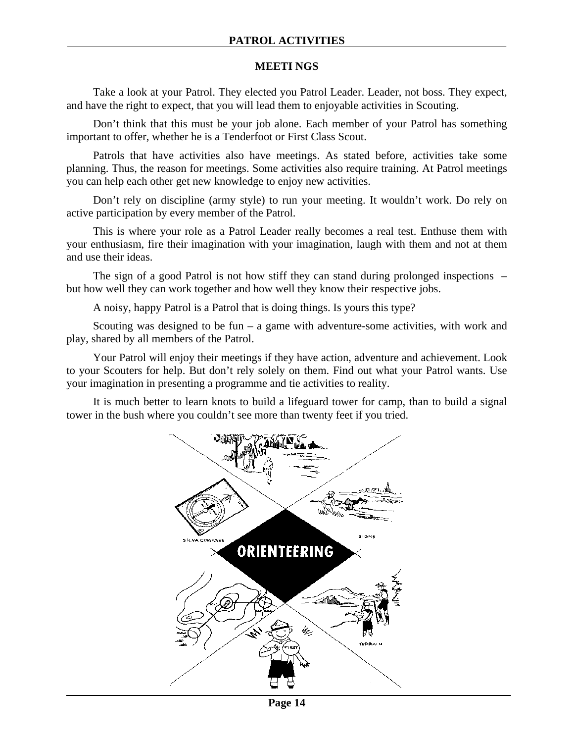## MEETI NGS

Take a look at your Patrol. They elected you Patrol Leader. Leader, not boss. They expect, and have the right to expect, that you will lead them to enjoyable activities in Scouting.

Don't think that this must be your job alone. Each member of your Patrol has something important to offer, whether he is a Tenderfoot or First Class Scout.

Patrols that have activities also have meetings. As stated before, activities take some planning. Thus, the reason for meetings. Some activities also require training. At Patrol meetings you can help each other get new knowledge to enjoy new activities.

Don't rely on discipline (army style) to run your meeting. It wouldn't work. Do rely on active participation by every member of the Patrol.

This is where your role as a Patrol Leader really becomes a real test. Enthuse them with your enthusiasm, fire their imagination with your imagination, laugh with them and not at them and use their ideas.

The sign of a good Patrol is not how stiff they can stand during prolonged inspections – but how well they can work together and how well they know their respective jobs.

A noisy, happy Patrol is a Patrol that is doing things. Is yours this type?

Scouting was designed to be fun – a game with adventure-some activities, with work and play, shared by all members of the Patrol.

Your Patrol will enjoy their meetings if they have action, adventure and achievement. Look to your Scouters for help. But don't rely solely on them. Find out what your Patrol wants. Use your imagination in presenting a programme and tie activities to reality.

It is much better to learn knots to build a lifeguard tower for camp, than to build a signal tower in the bush where you couldn't see more than twenty feet if you tried.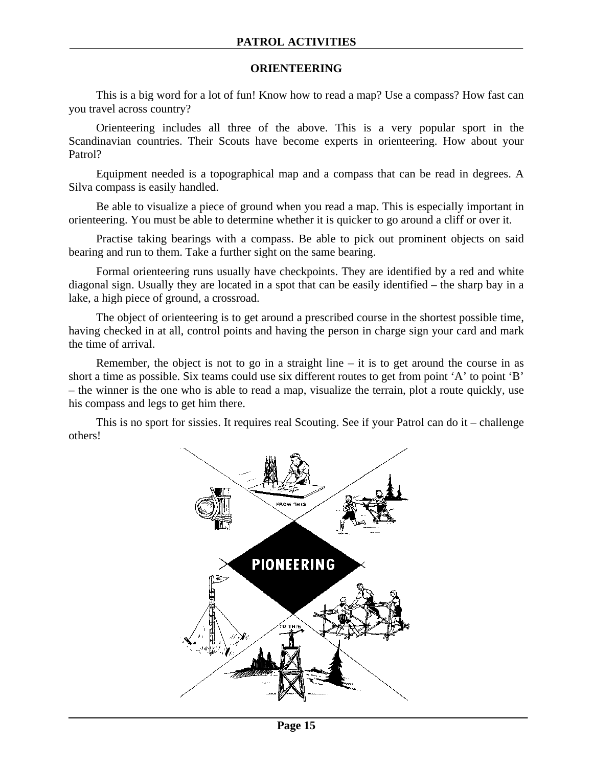## ORIENTEERING

This is a big word for a lot of fun! Know how to read a map? Use a compass? How fast can you travel across country?

Orienteering includes all three of the above. This is a very popular sport in the Scandinavian countries. Their Scouts have become experts in orienteering. How about your Patrol?

Equipment needed is a topographical map and a compass that can be read in degrees. A Silva compass is easily handled.

Be able to visualize a piece of ground when you read a map. This is especially important in orienteering. You must be able to determine whether it is quicker to go around a cliff or over it.

Practise taking bearings with a compass. Be able to pick out prominent objects on said bearing and run to them. Take a further sight on the same bearing.

Formal orienteering runs usually have checkpoints. They are identified by a red and white diagonal sign. Usually they are located in a spot that can be easily identified – the sharp bay in a lake, a high piece of ground, a crossroad.

The object of orienteering is to get around a prescribed course in the shortest possible time, having checked in at all, control points and having the person in charge sign your card and mark the time of arrival.

Remember, the object is not to go in a straight line – it is to get around the course in as short a time as possible. Six teams could use six different routes to get from point 'A' to point 'B' – the winner is the one who is able to read a map, visualize the terrain, plot a route quickly, use his compass and legs to get him there.

This is no sport for sissies. It requires real Scouting. See if your Patrol can do it – challenge others!

FROM THIS

PIONEERING

TO THIS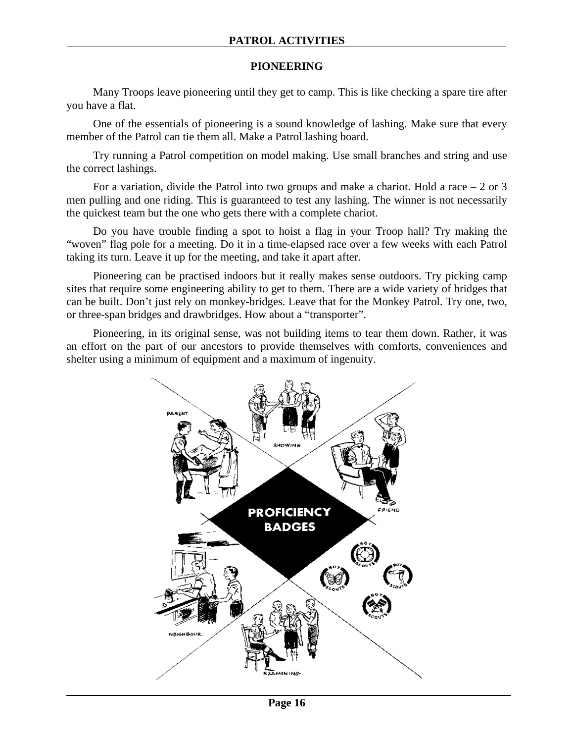## PIONEERING

Many Troops leave pioneering until they get to camp. This is like checking a spare tire after you have a flat.

One of the essentials of pioneering is a sound knowledge of lashing. Make sure that every member of the Patrol can tie them all. Make a Patrol lashing board.

Try running a Patrol competition on model making. Use small branches and string and use the correct lashings.

For a variation, divide the Patrol into two groups and make a chariot. Hold a race – 2 or 3 men pulling and one riding. This is guaranteed to test any lashing. The winner is not necessarily the quickest team but the one who gets there with a complete chariot.

Do you have trouble finding a spot to hoist a flag in your Troop hall? Try making the "woven" flag pole for a meeting. Do it in a time-elapsed race over a few weeks with each Patrol taking its turn. Leave it up for the meeting, and take it apart after.

Pioneering can be practised indoors but it really makes sense outdoors. Try picking camp sites that require some engineering ability to get to them. There are a wide variety of bridges that can be built. Don't just rely on monkey-bridges. Leave that for the Monkey Patrol. Try one, two, or three-span bridges and drawbridges. How about a "transporter".

Pioneering, in its original sense, was not building items to tear them down. Rather, it was an effort on the part of our ancestors to provide themselves with comforts, conveniences and shelter using a minimum of equipment and a maximum of ingenuity.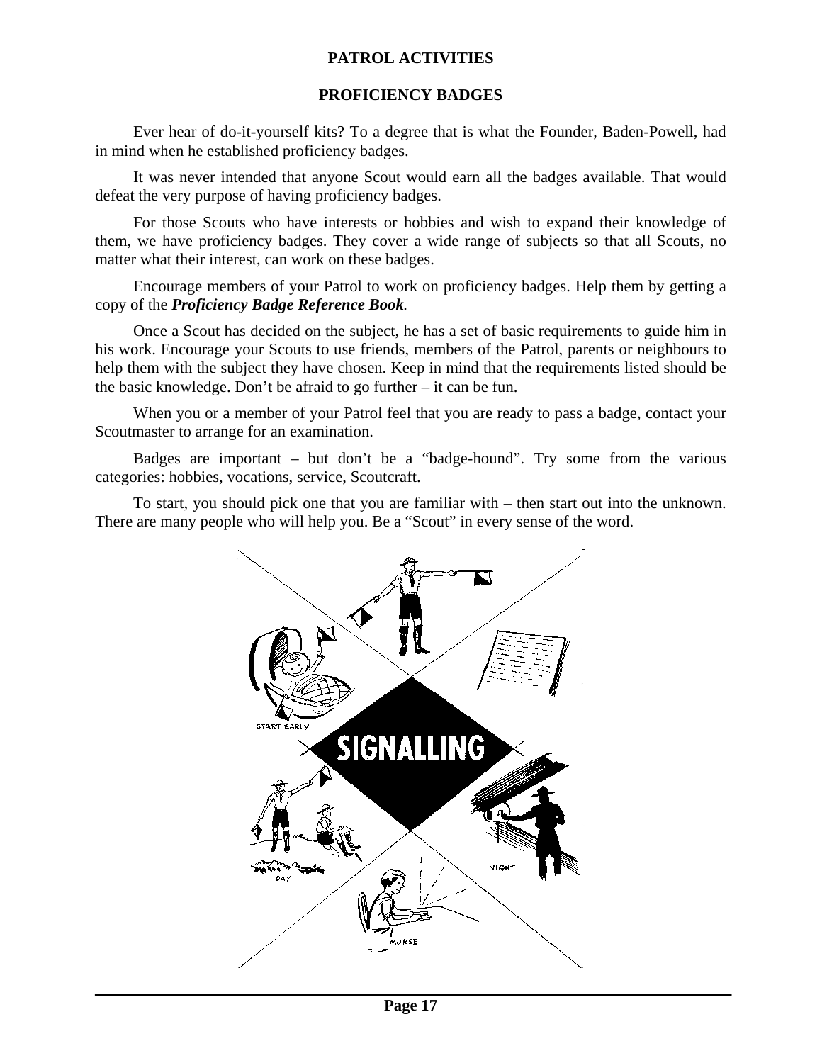## PROFICIENCY BADGES

Ever hear of do-it-yourself kits? To a degree that is what the Founder, Baden-Powell, had in mind when he established proficiency badges.

It was never intended that anyone Scout would earn all the badges available. That would defeat the very purpose of having proficiency badges.

For those Scouts who have interests or hobbies and wish to expand their knowledge of them, we have proficiency badges. They cover a wide range of subjects so that all Scouts, no matter what their interest, can work on these badges.

Encourage members of your Patrol to work on proficiency badges. Help them by getting a copy of the ***Proficiency Badge Reference Book***.

Once a Scout has decided on the subject, he has a set of basic requirements to guide him in his work. Encourage your Scouts to use friends, members of the Patrol, parents or neighbours to help them with the subject they have chosen. Keep in mind that the requirements listed should be the basic knowledge. Don't be afraid to go further – it can be fun.

When you or a member of your Patrol feel that you are ready to pass a badge, contact your Scoutmaster to arrange for an examination.

Badges are important – but don't be a "badge-hound". Try some from the various categories: hobbies, vocations, service, Scoutcraft.

To start, you should pick one that you are familiar with – then start out into the unknown. There are many people who will help you. Be a "Scout" in every sense of the word.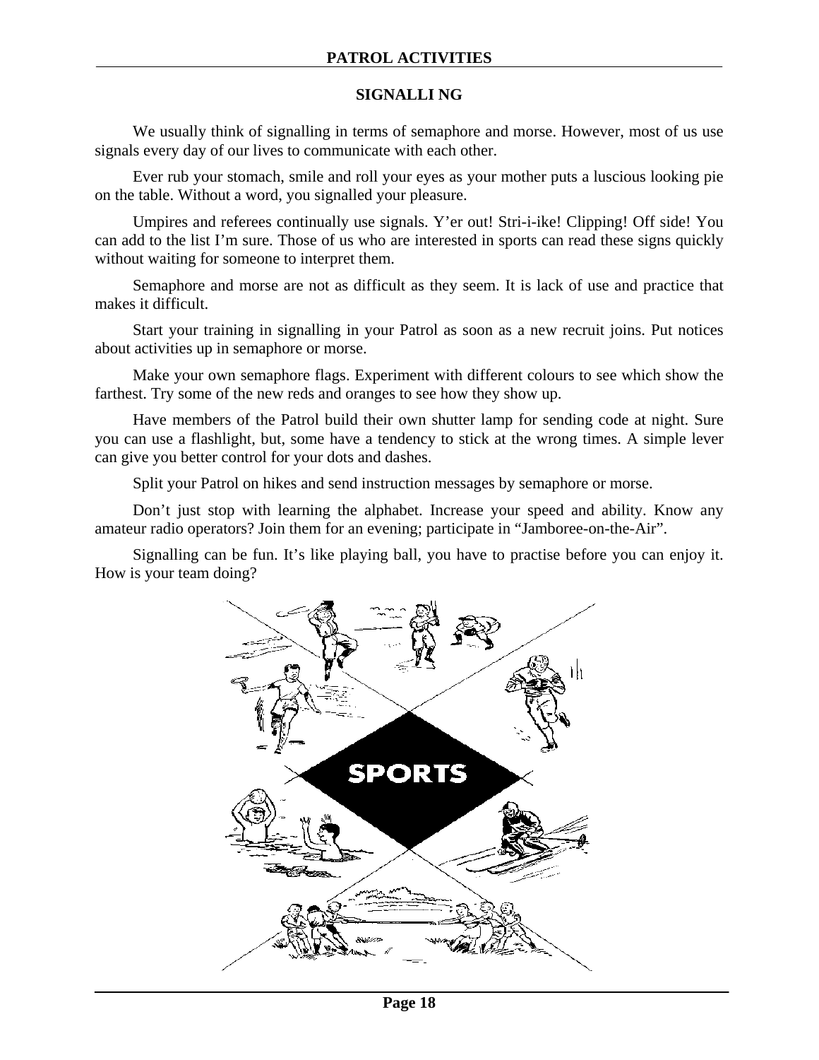## SIGNALLI NG

We usually think of signalling in terms of semaphore and morse. However, most of us use signals every day of our lives to communicate with each other.

Ever rub your stomach, smile and roll your eyes as your mother puts a luscious looking pie on the table. Without a word, you signalled your pleasure.

Umpires and referees continually use signals. Y'er out! Stri-i-ike! Clipping! Off side! You can add to the list I'm sure. Those of us who are interested in sports can read these signs quickly without waiting for someone to interpret them.

Semaphore and morse are not as difficult as they seem. It is lack of use and practice that makes it difficult.

Start your training in signalling in your Patrol as soon as a new recruit joins. Put notices about activities up in semaphore or morse.

Make your own semaphore flags. Experiment with different colours to see which show the farthest. Try some of the new reds and oranges to see how they show up.

Have members of the Patrol build their own shutter lamp for sending code at night. Sure you can use a flashlight, but, some have a tendency to stick at the wrong times. A simple lever can give you better control for your dots and dashes.

Split your Patrol on hikes and send instruction messages by semaphore or morse.

Don't just stop with learning the alphabet. Increase your speed and ability. Know any amateur radio operators? Join them for an evening; participate in "Jamboree-on-the-Air".

Signalling can be fun. It's like playing ball, you have to practise before you can enjoy it. How is your team doing?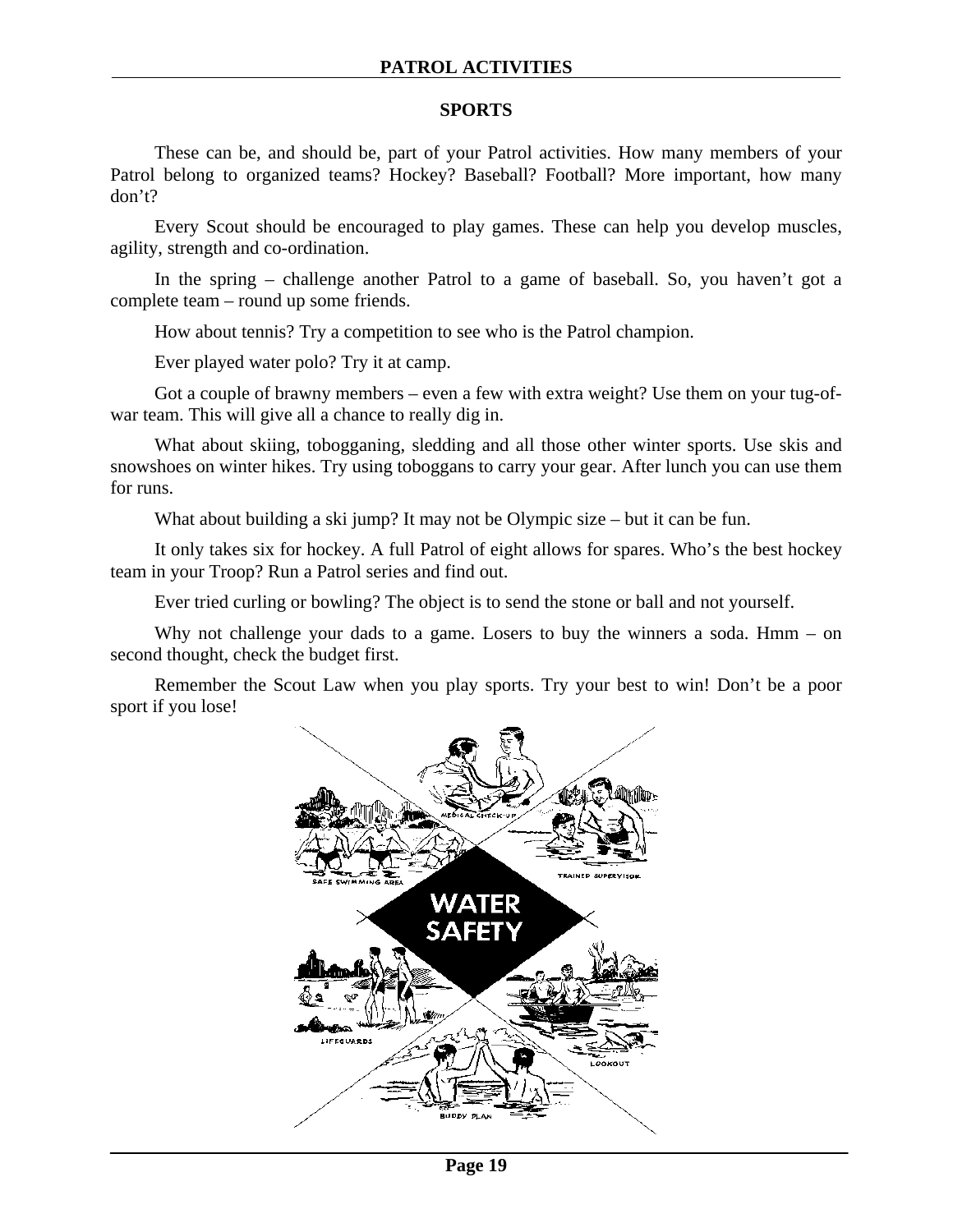## SPORTS

These can be, and should be, part of your Patrol activities. How many members of your Patrol belong to organized teams? Hockey? Baseball? Football? More important, how many don't?

Every Scout should be encouraged to play games. These can help you develop muscles, agility, strength and co-ordination.

In the spring – challenge another Patrol to a game of baseball. So, you haven't got a complete team – round up some friends.

How about tennis? Try a competition to see who is the Patrol champion.

Ever played water polo? Try it at camp.

Got a couple of brawny members – even a few with extra weight? Use them on your tug-of-war team. This will give all a chance to really dig in.

What about skiing, tobogganing, sledding and all those other winter sports. Use skis and snowshoes on winter hikes. Try using toboggans to carry your gear. After lunch you can use them for runs.

What about building a ski jump? It may not be Olympic size – but it can be fun.

It only takes six for hockey. A full Patrol of eight allows for spares. Who's the best hockey team in your Troop? Run a Patrol series and find out.

Ever tried curling or bowling? The object is to send the stone or ball and not yourself.

Why not challenge your dads to a game. Losers to buy the winners a soda. Hmm – on second thought, check the budget first.

Remember the Scout Law when you play sports. Try your best to win! Don't be a poor sport if you lose!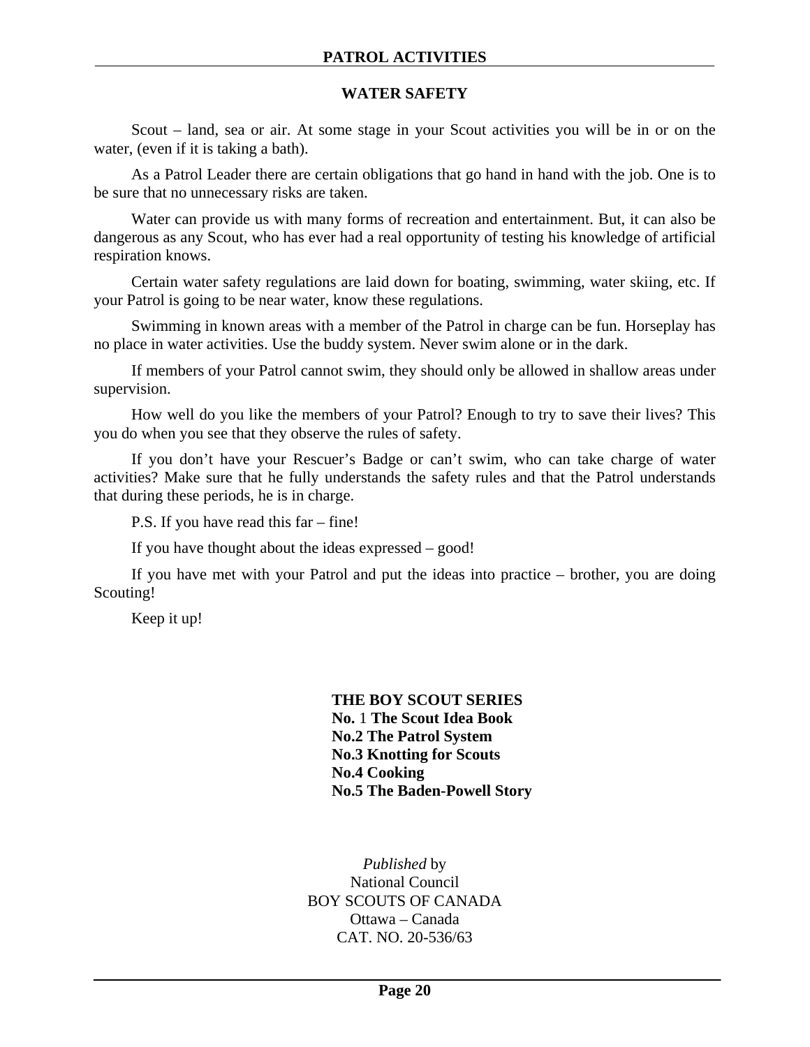## WATER SAFETY

Scout – land, sea or air. At some stage in your Scout activities you will be in or on the water, (even if it is taking a bath).

As a Patrol Leader there are certain obligations that go hand in hand with the job. One is to be sure that no unnecessary risks are taken.

Water can provide us with many forms of recreation and entertainment. But, it can also be dangerous as any Scout, who has ever had a real opportunity of testing his knowledge of artificial respiration knows.

Certain water safety regulations are laid down for boating, swimming, water skiing, etc. If your Patrol is going to be near water, know these regulations.

Swimming in known areas with a member of the Patrol in charge can be fun. Horseplay has no place in water activities. Use the buddy system. Never swim alone or in the dark.

If members of your Patrol cannot swim, they should only be allowed in shallow areas under supervision.

How well do you like the members of your Patrol? Enough to try to save their lives? This you do when you see that they observe the rules of safety.

If you don't have your Rescuer's Badge or can't swim, who can take charge of water activities? Make sure that he fully understands the safety rules and that the Patrol understands that during these periods, he is in charge.

P.S. If you have read this far – fine!

If you have thought about the ideas expressed – good!

If you have met with your Patrol and put the ideas into practice – brother, you are doing Scouting!

Keep it up!

**THE BOY SCOUT SERIES**
**No.** 1 **The Scout Idea Book**
**No.2 The Patrol System**
**No.3 Knotting for Scouts**
**No.4 Cooking**
**No.5 The Baden-Powell Story**

*Published* by
National Council
BOY SCOUTS OF CANADA
Ottawa – Canada
CAT. NO. 20-536/63